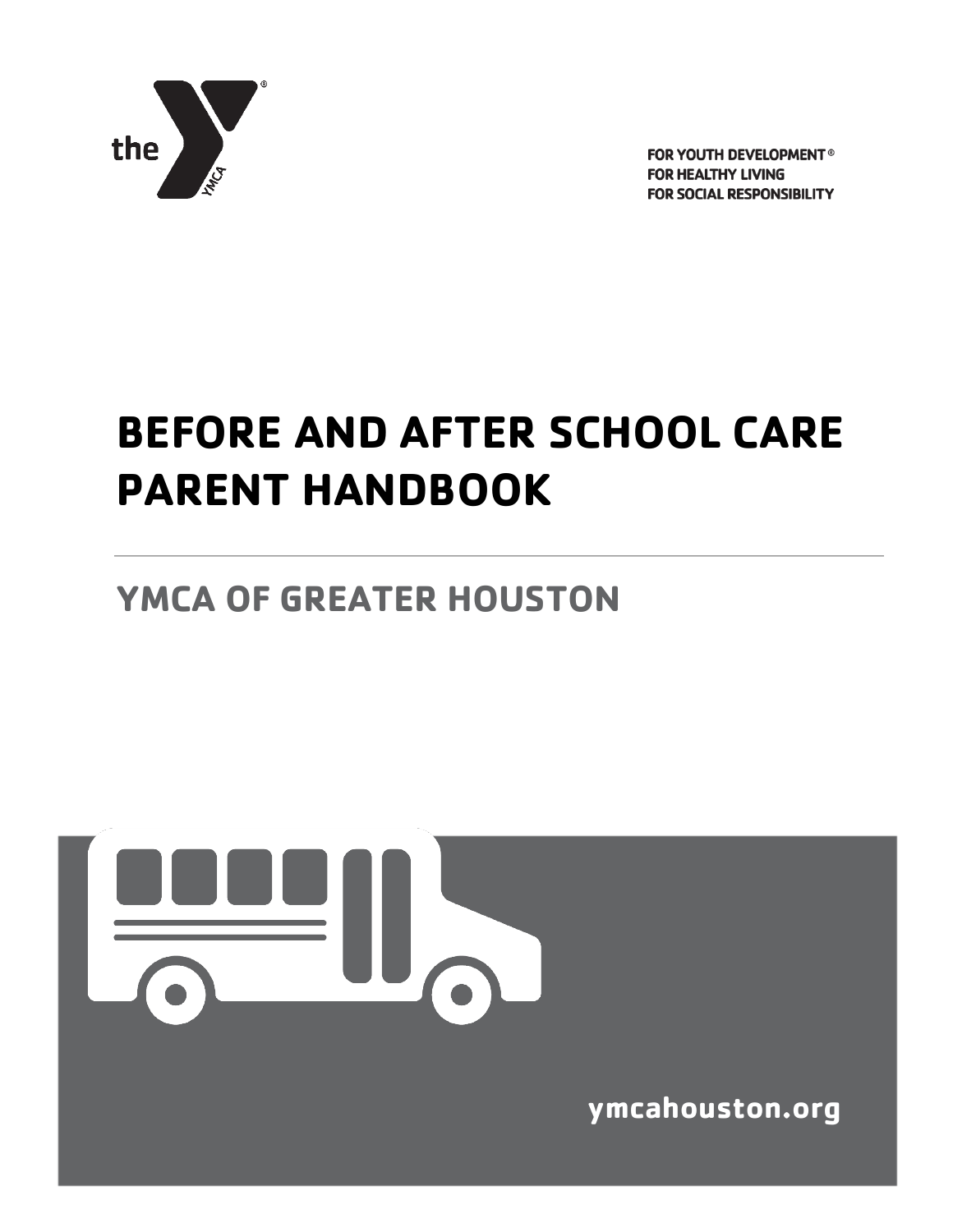the YMCA

FOR YOUTH DEVELOPMENT®
FOR HEALTHY LIVING
FOR SOCIAL RESPONSIBILITY

# BEFORE AND AFTER SCHOOL CARE PARENT HANDBOOK

## YMCA OF GREATER HOUSTON

ymcahouston.org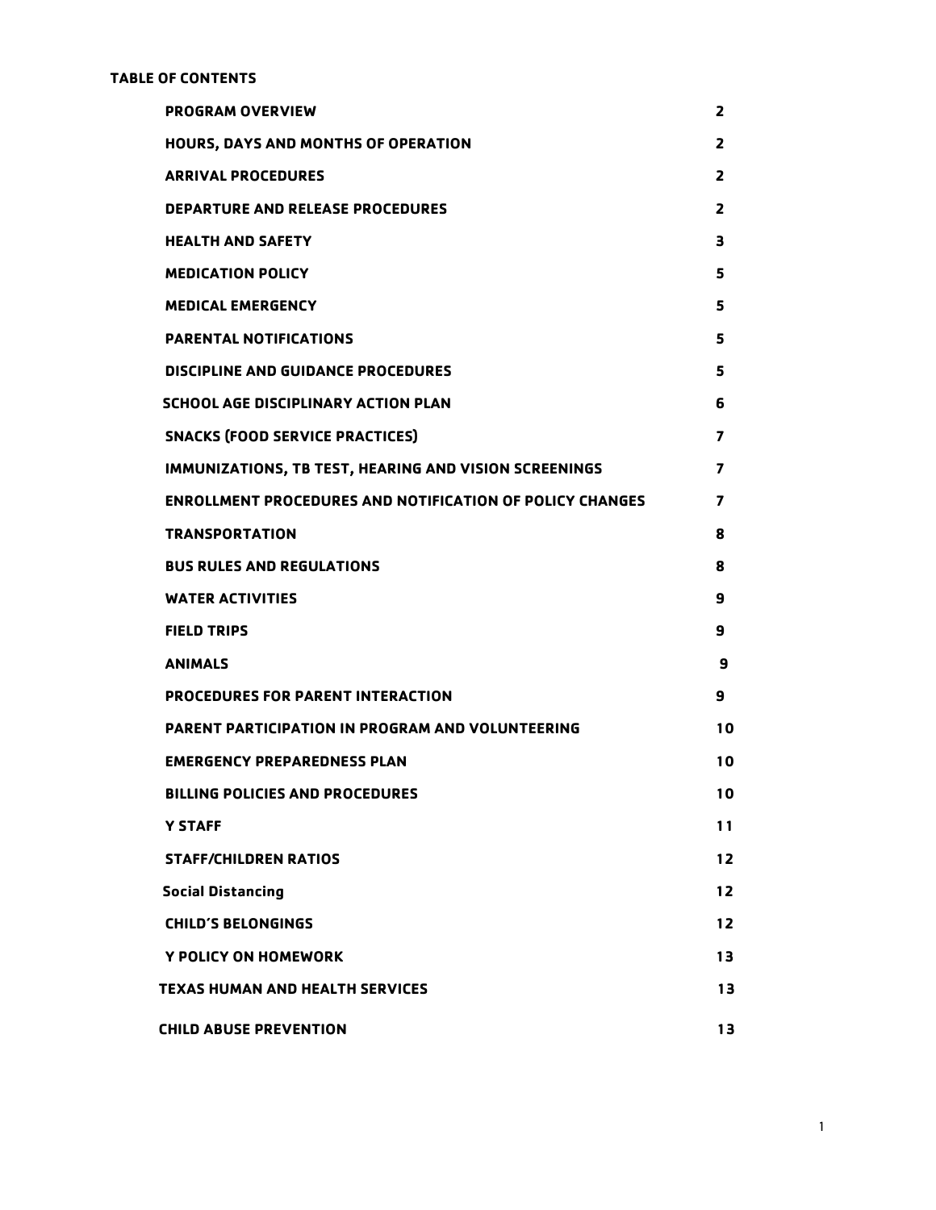# TABLE OF CONTENTS

| Section | Page |
| --- | --- |
| PROGRAM OVERVIEW | 2 |
| HOURS, DAYS AND MONTHS OF OPERATION | 2 |
| ARRIVAL PROCEDURES | 2 |
| DEPARTURE AND RELEASE PROCEDURES | 2 |
| HEALTH AND SAFETY | 3 |
| MEDICATION POLICY | 5 |
| MEDICAL EMERGENCY | 5 |
| PARENTAL NOTIFICATIONS | 5 |
| DISCIPLINE AND GUIDANCE PROCEDURES | 5 |
| SCHOOL AGE DISCIPLINARY ACTION PLAN | 6 |
| SNACKS (FOOD SERVICE PRACTICES) | 7 |
| IMMUNIZATIONS, TB TEST, HEARING AND VISION SCREENINGS | 7 |
| ENROLLMENT PROCEDURES AND NOTIFICATION OF POLICY CHANGES | 7 |
| TRANSPORTATION | 8 |
| BUS RULES AND REGULATIONS | 8 |
| WATER ACTIVITIES | 9 |
| FIELD TRIPS | 9 |
| ANIMALS | 9 |
| PROCEDURES FOR PARENT INTERACTION | 9 |
| PARENT PARTICIPATION IN PROGRAM AND VOLUNTEERING | 10 |
| EMERGENCY PREPAREDNESS PLAN | 10 |
| BILLING POLICIES AND PROCEDURES | 10 |
| Y STAFF | 11 |
| STAFF/CHILDREN RATIOS | 12 |
| Social Distancing | 12 |
| CHILD'S BELONGINGS | 12 |
| Y POLICY ON HOMEWORK | 13 |
| TEXAS HUMAN AND HEALTH SERVICES | 13 |
| CHILD ABUSE PREVENTION | 13 |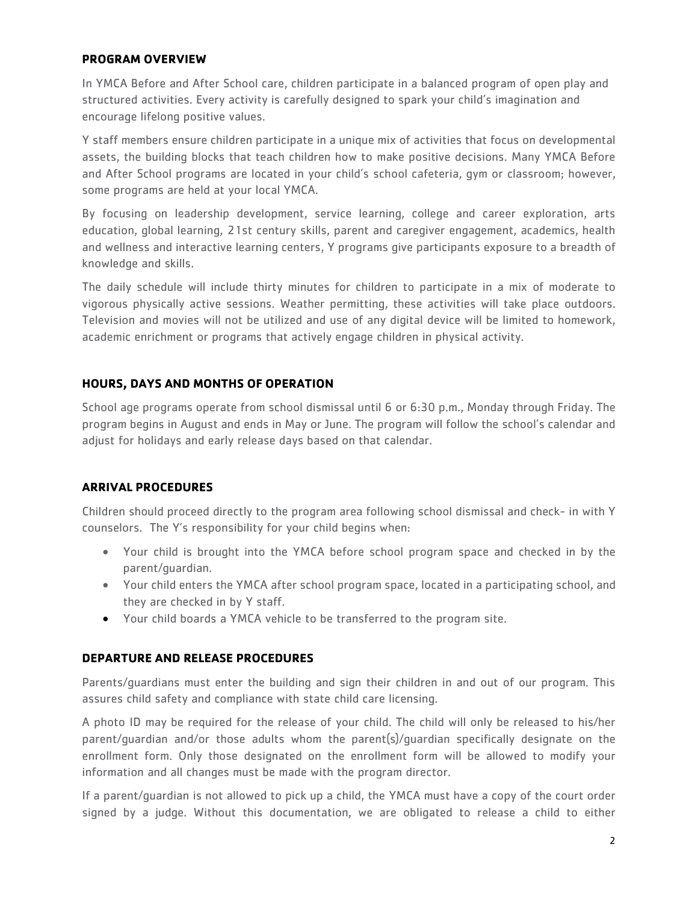## PROGRAM OVERVIEW

In YMCA Before and After School care, children participate in a balanced program of open play and structured activities. Every activity is carefully designed to spark your child's imagination and encourage lifelong positive values.

Y staff members ensure children participate in a unique mix of activities that focus on developmental assets, the building blocks that teach children how to make positive decisions. Many YMCA Before and After School programs are located in your child's school cafeteria, gym or classroom; however, some programs are held at your local YMCA.

By focusing on leadership development, service learning, college and career exploration, arts education, global learning, 21st century skills, parent and caregiver engagement, academics, health and wellness and interactive learning centers, Y programs give participants exposure to a breadth of knowledge and skills.

The daily schedule will include thirty minutes for children to participate in a mix of moderate to vigorous physically active sessions. Weather permitting, these activities will take place outdoors. Television and movies will not be utilized and use of any digital device will be limited to homework, academic enrichment or programs that actively engage children in physical activity.

## HOURS, DAYS AND MONTHS OF OPERATION

School age programs operate from school dismissal until 6 or 6:30 p.m., Monday through Friday. The program begins in August and ends in May or June. The program will follow the school's calendar and adjust for holidays and early release days based on that calendar.

## ARRIVAL PROCEDURES

Children should proceed directly to the program area following school dismissal and check- in with Y counselors. The Y's responsibility for your child begins when:

- Your child is brought into the YMCA before school program space and checked in by the parent/guardian.
- Your child enters the YMCA after school program space, located in a participating school, and they are checked in by Y staff.
- Your child boards a YMCA vehicle to be transferred to the program site.

## DEPARTURE AND RELEASE PROCEDURES

Parents/guardians must enter the building and sign their children in and out of our program. This assures child safety and compliance with state child care licensing.

A photo ID may be required for the release of your child. The child will only be released to his/her parent/guardian and/or those adults whom the parent(s)/guardian specifically designate on the enrollment form. Only those designated on the enrollment form will be allowed to modify your information and all changes must be made with the program director.

If a parent/guardian is not allowed to pick up a child, the YMCA must have a copy of the court order signed by a judge. Without this documentation, we are obligated to release a child to either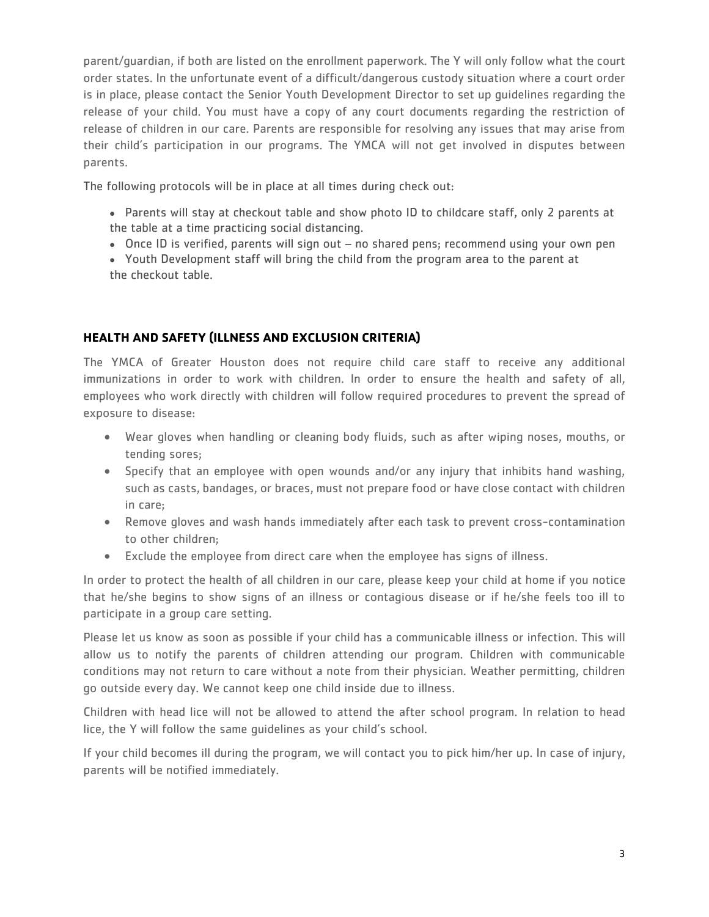parent/guardian, if both are listed on the enrollment paperwork. The Y will only follow what the court order states. In the unfortunate event of a difficult/dangerous custody situation where a court order is in place, please contact the Senior Youth Development Director to set up guidelines regarding the release of your child. You must have a copy of any court documents regarding the restriction of release of children in our care. Parents are responsible for resolving any issues that may arise from their child's participation in our programs. The YMCA will not get involved in disputes between parents.

The following protocols will be in place at all times during check out:

- Parents will stay at checkout table and show photo ID to childcare staff, only 2 parents at the table at a time practicing social distancing.
- Once ID is verified, parents will sign out – no shared pens; recommend using your own pen
- Youth Development staff will bring the child from the program area to the parent at the checkout table.

## HEALTH AND SAFETY (ILLNESS AND EXCLUSION CRITERIA)

The YMCA of Greater Houston does not require child care staff to receive any additional immunizations in order to work with children. In order to ensure the health and safety of all, employees who work directly with children will follow required procedures to prevent the spread of exposure to disease:

- Wear gloves when handling or cleaning body fluids, such as after wiping noses, mouths, or tending sores;
- Specify that an employee with open wounds and/or any injury that inhibits hand washing, such as casts, bandages, or braces, must not prepare food or have close contact with children in care;
- Remove gloves and wash hands immediately after each task to prevent cross-contamination to other children;
- Exclude the employee from direct care when the employee has signs of illness.

In order to protect the health of all children in our care, please keep your child at home if you notice that he/she begins to show signs of an illness or contagious disease or if he/she feels too ill to participate in a group care setting.

Please let us know as soon as possible if your child has a communicable illness or infection. This will allow us to notify the parents of children attending our program. Children with communicable conditions may not return to care without a note from their physician. Weather permitting, children go outside every day. We cannot keep one child inside due to illness.

Children with head lice will not be allowed to attend the after school program. In relation to head lice, the Y will follow the same guidelines as your child's school.

If your child becomes ill during the program, we will contact you to pick him/her up. In case of injury, parents will be notified immediately.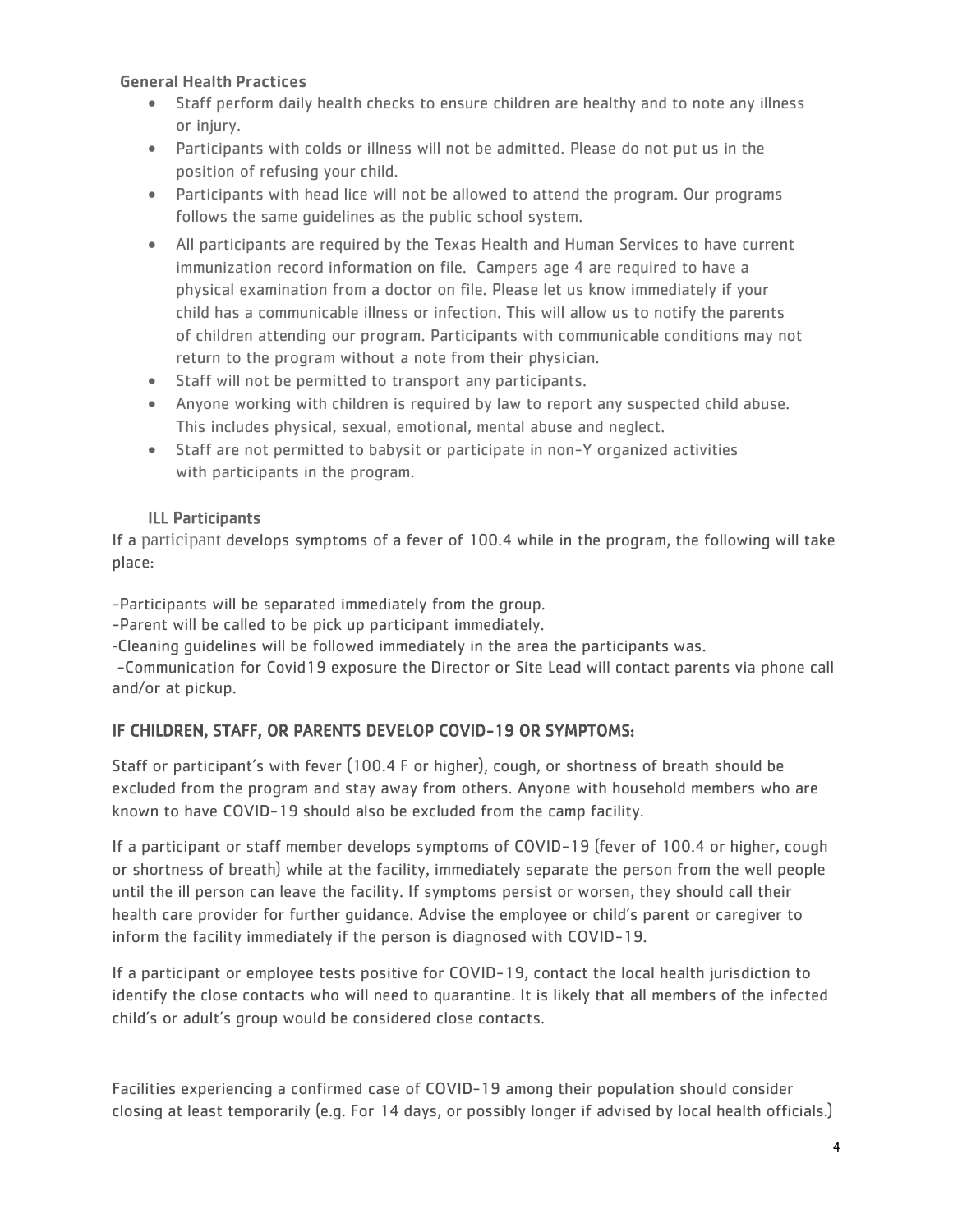### General Health Practices

- Staff perform daily health checks to ensure children are healthy and to note any illness or injury.
- Participants with colds or illness will not be admitted. Please do not put us in the position of refusing your child.
- Participants with head lice will not be allowed to attend the program. Our programs follows the same guidelines as the public school system.
- All participants are required by the Texas Health and Human Services to have current immunization record information on file. Campers age 4 are required to have a physical examination from a doctor on file. Please let us know immediately if your child has a communicable illness or infection. This will allow us to notify the parents of children attending our program. Participants with communicable conditions may not return to the program without a note from their physician.
- Staff will not be permitted to transport any participants.
- Anyone working with children is required by law to report any suspected child abuse. This includes physical, sexual, emotional, mental abuse and neglect.
- Staff are not permitted to babysit or participate in non-Y organized activities with participants in the program.

### ILL Participants

If a participant develops symptoms of a fever of 100.4 while in the program, the following will take place:

-Participants will be separated immediately from the group.
-Parent will be called to be pick up participant immediately.
-Cleaning guidelines will be followed immediately in the area the participants was.
-Communication for Covid19 exposure the Director or Site Lead will contact parents via phone call and/or at pickup.

### IF CHILDREN, STAFF, OR PARENTS DEVELOP COVID-19 OR SYMPTOMS:

Staff or participant's with fever (100.4 F or higher), cough, or shortness of breath should be excluded from the program and stay away from others. Anyone with household members who are known to have COVID-19 should also be excluded from the camp facility.

If a participant or staff member develops symptoms of COVID-19 (fever of 100.4 or higher, cough or shortness of breath) while at the facility, immediately separate the person from the well people until the ill person can leave the facility. If symptoms persist or worsen, they should call their health care provider for further guidance. Advise the employee or child's parent or caregiver to inform the facility immediately if the person is diagnosed with COVID-19.

If a participant or employee tests positive for COVID-19, contact the local health jurisdiction to identify the close contacts who will need to quarantine. It is likely that all members of the infected child's or adult's group would be considered close contacts.

Facilities experiencing a confirmed case of COVID-19 among their population should consider closing at least temporarily (e.g. For 14 days, or possibly longer if advised by local health officials.)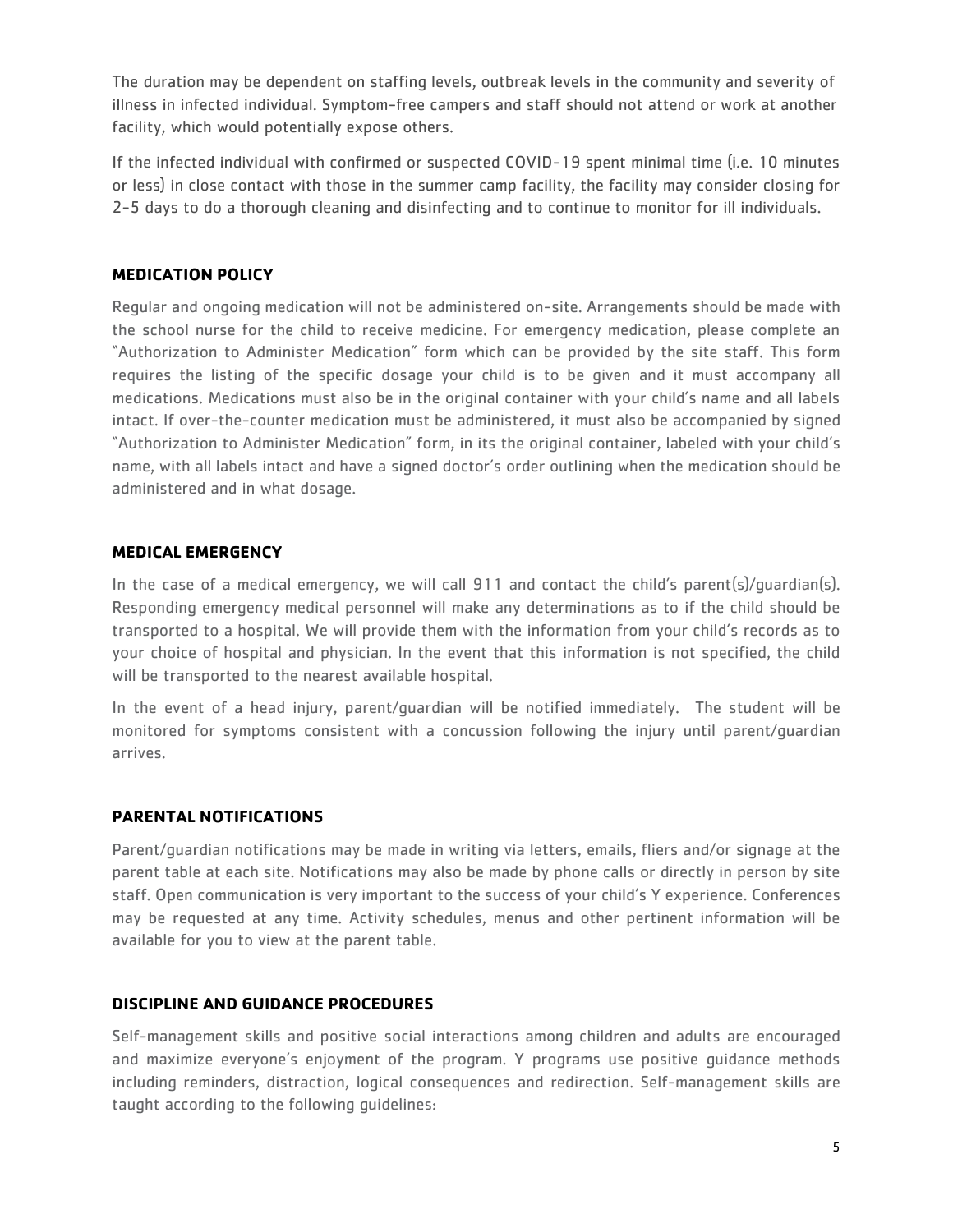The duration may be dependent on staffing levels, outbreak levels in the community and severity of illness in infected individual. Symptom-free campers and staff should not attend or work at another facility, which would potentially expose others.

If the infected individual with confirmed or suspected COVID-19 spent minimal time (i.e. 10 minutes or less) in close contact with those in the summer camp facility, the facility may consider closing for 2-5 days to do a thorough cleaning and disinfecting and to continue to monitor for ill individuals.

## MEDICATION POLICY

Regular and ongoing medication will not be administered on-site. Arrangements should be made with the school nurse for the child to receive medicine. For emergency medication, please complete an "Authorization to Administer Medication" form which can be provided by the site staff. This form requires the listing of the specific dosage your child is to be given and it must accompany all medications. Medications must also be in the original container with your child's name and all labels intact. If over-the-counter medication must be administered, it must also be accompanied by signed "Authorization to Administer Medication" form, in its the original container, labeled with your child's name, with all labels intact and have a signed doctor's order outlining when the medication should be administered and in what dosage.

## MEDICAL EMERGENCY

In the case of a medical emergency, we will call 911 and contact the child's parent(s)/guardian(s). Responding emergency medical personnel will make any determinations as to if the child should be transported to a hospital. We will provide them with the information from your child's records as to your choice of hospital and physician. In the event that this information is not specified, the child will be transported to the nearest available hospital.

In the event of a head injury, parent/guardian will be notified immediately. The student will be monitored for symptoms consistent with a concussion following the injury until parent/guardian arrives.

## PARENTAL NOTIFICATIONS

Parent/guardian notifications may be made in writing via letters, emails, fliers and/or signage at the parent table at each site. Notifications may also be made by phone calls or directly in person by site staff. Open communication is very important to the success of your child's Y experience. Conferences may be requested at any time. Activity schedules, menus and other pertinent information will be available for you to view at the parent table.

## DISCIPLINE AND GUIDANCE PROCEDURES

Self-management skills and positive social interactions among children and adults are encouraged and maximize everyone's enjoyment of the program. Y programs use positive guidance methods including reminders, distraction, logical consequences and redirection. Self-management skills are taught according to the following guidelines: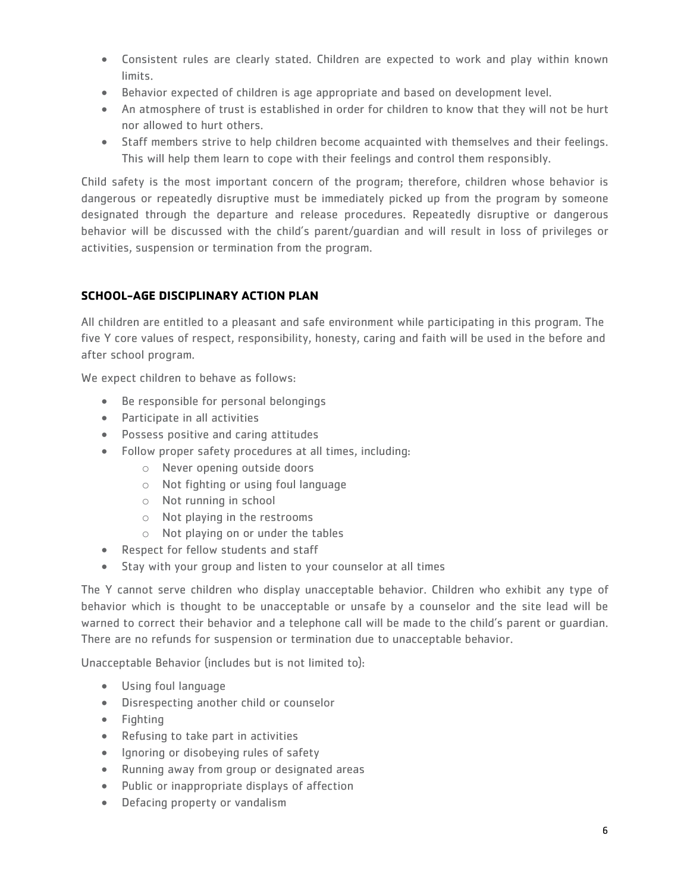- Consistent rules are clearly stated. Children are expected to work and play within known limits.
- Behavior expected of children is age appropriate and based on development level.
- An atmosphere of trust is established in order for children to know that they will not be hurt nor allowed to hurt others.
- Staff members strive to help children become acquainted with themselves and their feelings. This will help them learn to cope with their feelings and control them responsibly.

Child safety is the most important concern of the program; therefore, children whose behavior is dangerous or repeatedly disruptive must be immediately picked up from the program by someone designated through the departure and release procedures. Repeatedly disruptive or dangerous behavior will be discussed with the child's parent/guardian and will result in loss of privileges or activities, suspension or termination from the program.

## SCHOOL-AGE DISCIPLINARY ACTION PLAN

All children are entitled to a pleasant and safe environment while participating in this program. The five Y core values of respect, responsibility, honesty, caring and faith will be used in the before and after school program.

We expect children to behave as follows:

- Be responsible for personal belongings
- Participate in all activities
- Possess positive and caring attitudes
- Follow proper safety procedures at all times, including:
  - Never opening outside doors
  - Not fighting or using foul language
  - Not running in school
  - Not playing in the restrooms
  - Not playing on or under the tables
- Respect for fellow students and staff
- Stay with your group and listen to your counselor at all times

The Y cannot serve children who display unacceptable behavior. Children who exhibit any type of behavior which is thought to be unacceptable or unsafe by a counselor and the site lead will be warned to correct their behavior and a telephone call will be made to the child's parent or guardian. There are no refunds for suspension or termination due to unacceptable behavior.

Unacceptable Behavior (includes but is not limited to):

- Using foul language
- Disrespecting another child or counselor
- Fighting
- Refusing to take part in activities
- Ignoring or disobeying rules of safety
- Running away from group or designated areas
- Public or inappropriate displays of affection
- Defacing property or vandalism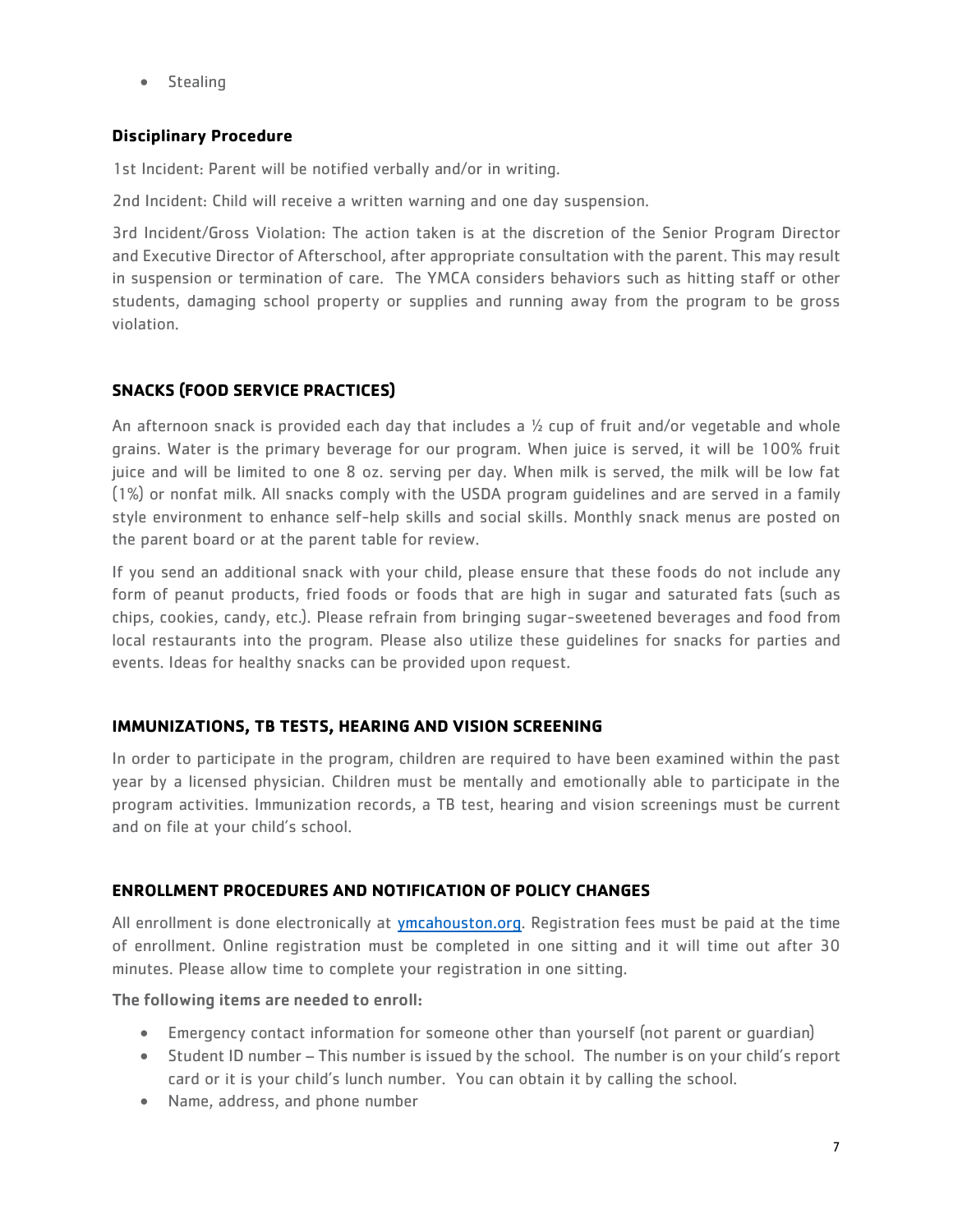- Stealing

### Disciplinary Procedure

1st Incident: Parent will be notified verbally and/or in writing.

2nd Incident: Child will receive a written warning and one day suspension.

3rd Incident/Gross Violation: The action taken is at the discretion of the Senior Program Director and Executive Director of Afterschool, after appropriate consultation with the parent. This may result in suspension or termination of care. The YMCA considers behaviors such as hitting staff or other students, damaging school property or supplies and running away from the program to be gross violation.

## SNACKS (FOOD SERVICE PRACTICES)

An afternoon snack is provided each day that includes a ½ cup of fruit and/or vegetable and whole grains. Water is the primary beverage for our program. When juice is served, it will be 100% fruit juice and will be limited to one 8 oz. serving per day. When milk is served, the milk will be low fat (1%) or nonfat milk. All snacks comply with the USDA program guidelines and are served in a family style environment to enhance self-help skills and social skills. Monthly snack menus are posted on the parent board or at the parent table for review.

If you send an additional snack with your child, please ensure that these foods do not include any form of peanut products, fried foods or foods that are high in sugar and saturated fats (such as chips, cookies, candy, etc.). Please refrain from bringing sugar-sweetened beverages and food from local restaurants into the program. Please also utilize these guidelines for snacks for parties and events. Ideas for healthy snacks can be provided upon request.

## IMMUNIZATIONS, TB TESTS, HEARING AND VISION SCREENING

In order to participate in the program, children are required to have been examined within the past year by a licensed physician. Children must be mentally and emotionally able to participate in the program activities. Immunization records, a TB test, hearing and vision screenings must be current and on file at your child's school.

## ENROLLMENT PROCEDURES AND NOTIFICATION OF POLICY CHANGES

All enrollment is done electronically at [ymcahouston.org](ymcahouston.org). Registration fees must be paid at the time of enrollment. Online registration must be completed in one sitting and it will time out after 30 minutes. Please allow time to complete your registration in one sitting.

**The following items are needed to enroll:**

- Emergency contact information for someone other than yourself (not parent or guardian)
- Student ID number – This number is issued by the school. The number is on your child's report card or it is your child's lunch number. You can obtain it by calling the school.
- Name, address, and phone number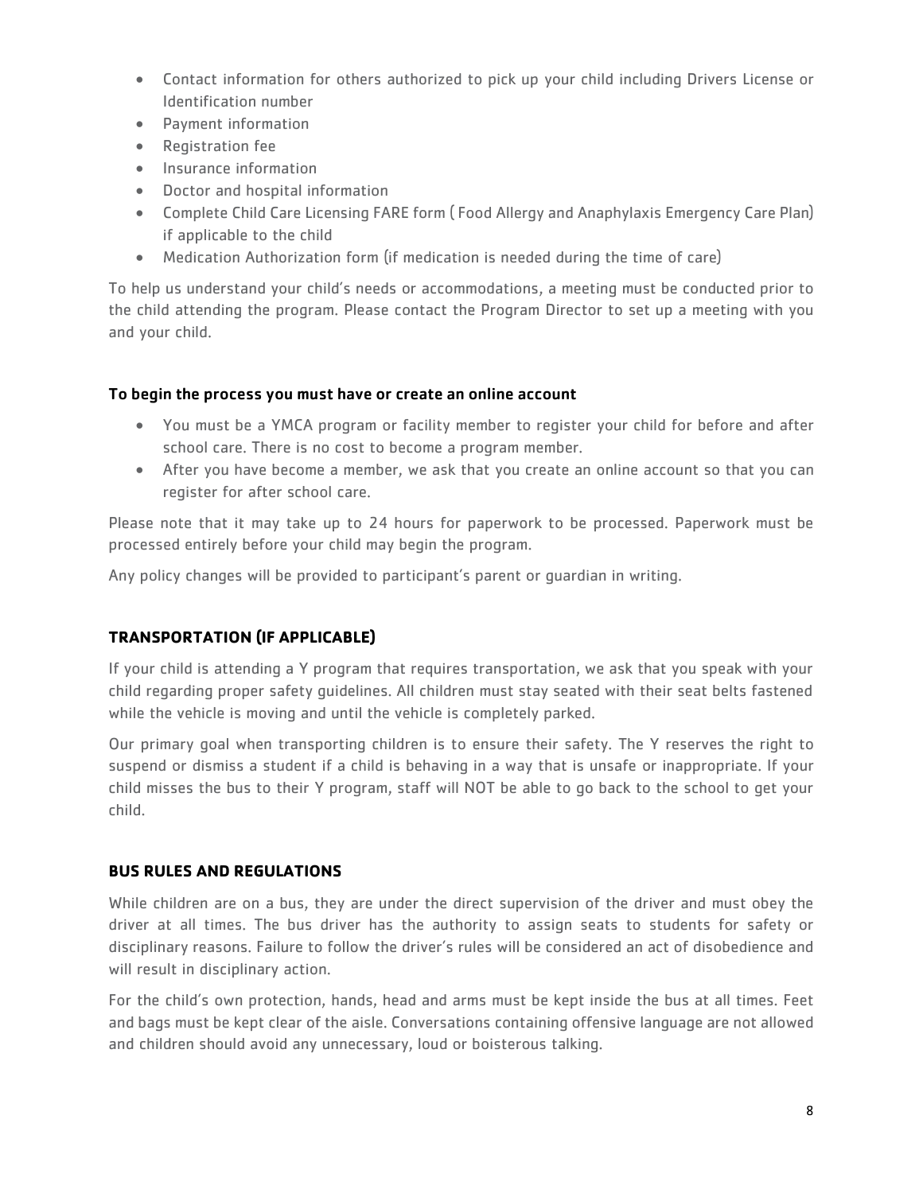- Contact information for others authorized to pick up your child including Drivers License or Identification number
- Payment information
- Registration fee
- Insurance information
- Doctor and hospital information
- Complete Child Care Licensing FARE form ( Food Allergy and Anaphylaxis Emergency Care Plan) if applicable to the child
- Medication Authorization form (if medication is needed during the time of care)

To help us understand your child's needs or accommodations, a meeting must be conducted prior to the child attending the program. Please contact the Program Director to set up a meeting with you and your child.

**To begin the process you must have or create an online account**

- You must be a YMCA program or facility member to register your child for before and after school care. There is no cost to become a program member.
- After you have become a member, we ask that you create an online account so that you can register for after school care.

Please note that it may take up to 24 hours for paperwork to be processed. Paperwork must be processed entirely before your child may begin the program.

Any policy changes will be provided to participant's parent or guardian in writing.

## TRANSPORTATION (IF APPLICABLE)

If your child is attending a Y program that requires transportation, we ask that you speak with your child regarding proper safety guidelines. All children must stay seated with their seat belts fastened while the vehicle is moving and until the vehicle is completely parked.

Our primary goal when transporting children is to ensure their safety. The Y reserves the right to suspend or dismiss a student if a child is behaving in a way that is unsafe or inappropriate. If your child misses the bus to their Y program, staff will NOT be able to go back to the school to get your child.

## BUS RULES AND REGULATIONS

While children are on a bus, they are under the direct supervision of the driver and must obey the driver at all times. The bus driver has the authority to assign seats to students for safety or disciplinary reasons. Failure to follow the driver's rules will be considered an act of disobedience and will result in disciplinary action.

For the child's own protection, hands, head and arms must be kept inside the bus at all times. Feet and bags must be kept clear of the aisle. Conversations containing offensive language are not allowed and children should avoid any unnecessary, loud or boisterous talking.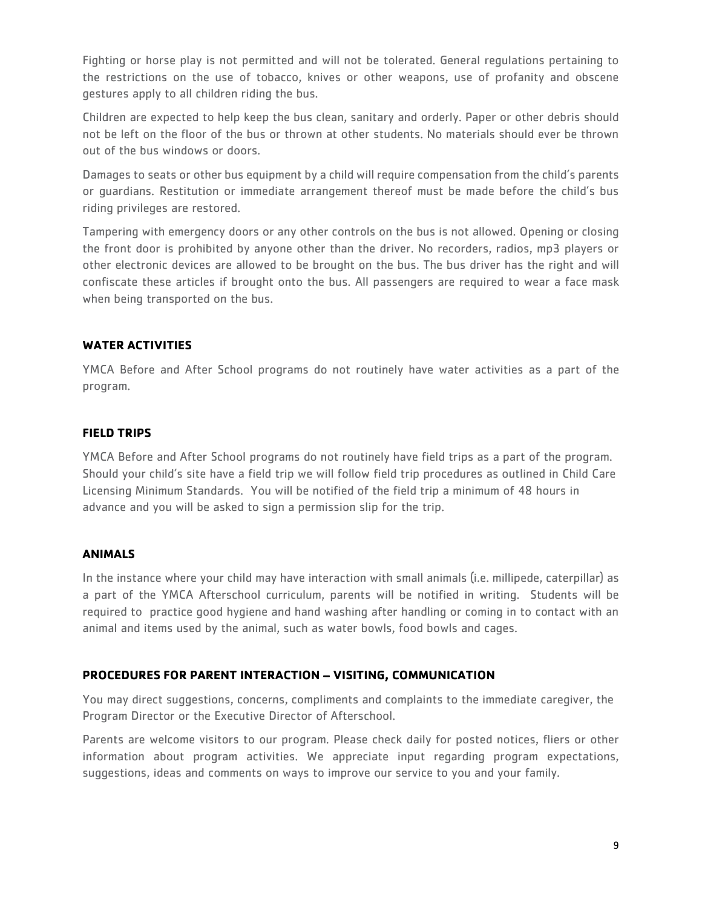Fighting or horse play is not permitted and will not be tolerated. General regulations pertaining to the restrictions on the use of tobacco, knives or other weapons, use of profanity and obscene gestures apply to all children riding the bus.

Children are expected to help keep the bus clean, sanitary and orderly. Paper or other debris should not be left on the floor of the bus or thrown at other students. No materials should ever be thrown out of the bus windows or doors.

Damages to seats or other bus equipment by a child will require compensation from the child's parents or guardians. Restitution or immediate arrangement thereof must be made before the child's bus riding privileges are restored.

Tampering with emergency doors or any other controls on the bus is not allowed. Opening or closing the front door is prohibited by anyone other than the driver. No recorders, radios, mp3 players or other electronic devices are allowed to be brought on the bus. The bus driver has the right and will confiscate these articles if brought onto the bus. All passengers are required to wear a face mask when being transported on the bus.

## WATER ACTIVITIES

YMCA Before and After School programs do not routinely have water activities as a part of the program.

## FIELD TRIPS

YMCA Before and After School programs do not routinely have field trips as a part of the program. Should your child's site have a field trip we will follow field trip procedures as outlined in Child Care Licensing Minimum Standards. You will be notified of the field trip a minimum of 48 hours in advance and you will be asked to sign a permission slip for the trip.

## ANIMALS

In the instance where your child may have interaction with small animals (i.e. millipede, caterpillar) as a part of the YMCA Afterschool curriculum, parents will be notified in writing. Students will be required to practice good hygiene and hand washing after handling or coming in to contact with an animal and items used by the animal, such as water bowls, food bowls and cages.

## PROCEDURES FOR PARENT INTERACTION – VISITING, COMMUNICATION

You may direct suggestions, concerns, compliments and complaints to the immediate caregiver, the Program Director or the Executive Director of Afterschool.

Parents are welcome visitors to our program. Please check daily for posted notices, fliers or other information about program activities. We appreciate input regarding program expectations, suggestions, ideas and comments on ways to improve our service to you and your family.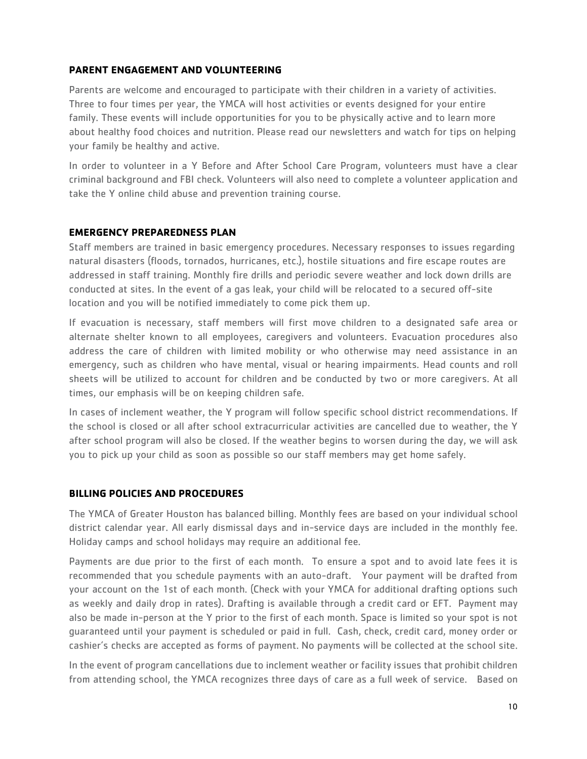## PARENT ENGAGEMENT AND VOLUNTEERING

Parents are welcome and encouraged to participate with their children in a variety of activities. Three to four times per year, the YMCA will host activities or events designed for your entire family. These events will include opportunities for you to be physically active and to learn more about healthy food choices and nutrition. Please read our newsletters and watch for tips on helping your family be healthy and active.

In order to volunteer in a Y Before and After School Care Program, volunteers must have a clear criminal background and FBI check. Volunteers will also need to complete a volunteer application and take the Y online child abuse and prevention training course.

## EMERGENCY PREPAREDNESS PLAN

Staff members are trained in basic emergency procedures. Necessary responses to issues regarding natural disasters (floods, tornados, hurricanes, etc.), hostile situations and fire escape routes are addressed in staff training. Monthly fire drills and periodic severe weather and lock down drills are conducted at sites. In the event of a gas leak, your child will be relocated to a secured off-site location and you will be notified immediately to come pick them up.

If evacuation is necessary, staff members will first move children to a designated safe area or alternate shelter known to all employees, caregivers and volunteers. Evacuation procedures also address the care of children with limited mobility or who otherwise may need assistance in an emergency, such as children who have mental, visual or hearing impairments. Head counts and roll sheets will be utilized to account for children and be conducted by two or more caregivers. At all times, our emphasis will be on keeping children safe.

In cases of inclement weather, the Y program will follow specific school district recommendations. If the school is closed or all after school extracurricular activities are cancelled due to weather, the Y after school program will also be closed. If the weather begins to worsen during the day, we will ask you to pick up your child as soon as possible so our staff members may get home safely.

## BILLING POLICIES AND PROCEDURES

The YMCA of Greater Houston has balanced billing. Monthly fees are based on your individual school district calendar year. All early dismissal days and in-service days are included in the monthly fee. Holiday camps and school holidays may require an additional fee.

Payments are due prior to the first of each month. To ensure a spot and to avoid late fees it is recommended that you schedule payments with an auto-draft. Your payment will be drafted from your account on the 1st of each month. (Check with your YMCA for additional drafting options such as weekly and daily drop in rates). Drafting is available through a credit card or EFT. Payment may also be made in-person at the Y prior to the first of each month. Space is limited so your spot is not guaranteed until your payment is scheduled or paid in full. Cash, check, credit card, money order or cashier's checks are accepted as forms of payment. No payments will be collected at the school site.

In the event of program cancellations due to inclement weather or facility issues that prohibit children from attending school, the YMCA recognizes three days of care as a full week of service. Based on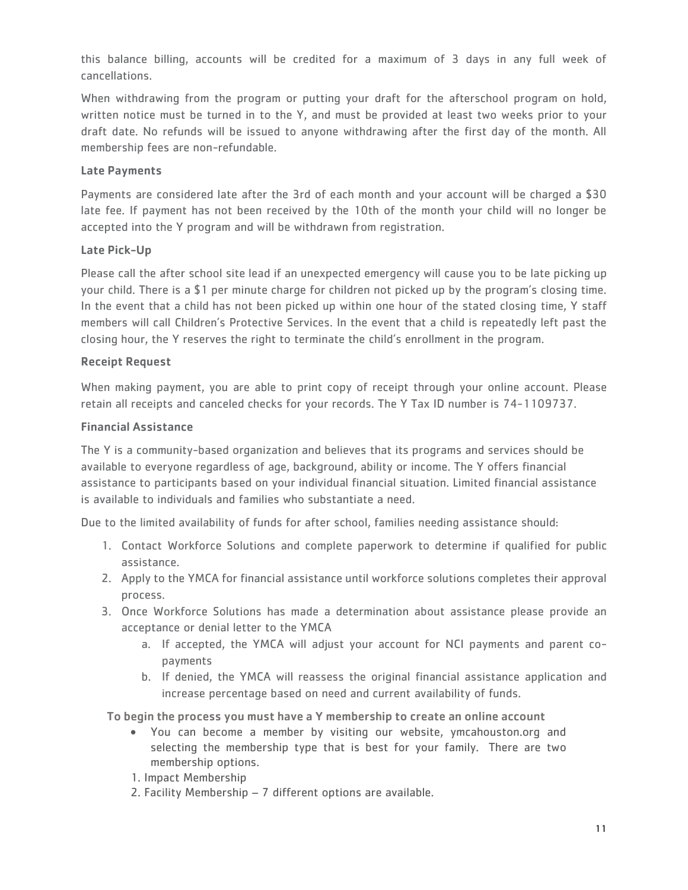this balance billing, accounts will be credited for a maximum of 3 days in any full week of cancellations.

When withdrawing from the program or putting your draft for the afterschool program on hold, written notice must be turned in to the Y, and must be provided at least two weeks prior to your draft date. No refunds will be issued to anyone withdrawing after the first day of the month. All membership fees are non-refundable.

### Late Payments

Payments are considered late after the 3rd of each month and your account will be charged a $30 late fee. If payment has not been received by the 10th of the month your child will no longer be accepted into the Y program and will be withdrawn from registration.

### Late Pick-Up

Please call the after school site lead if an unexpected emergency will cause you to be late picking up your child. There is a $1 per minute charge for children not picked up by the program's closing time. In the event that a child has not been picked up within one hour of the stated closing time, Y staff members will call Children's Protective Services. In the event that a child is repeatedly left past the closing hour, the Y reserves the right to terminate the child's enrollment in the program.

### Receipt Request

When making payment, you are able to print copy of receipt through your online account. Please retain all receipts and canceled checks for your records. The Y Tax ID number is 74-1109737.

### Financial Assistance

The Y is a community-based organization and believes that its programs and services should be available to everyone regardless of age, background, ability or income. The Y offers financial assistance to participants based on your individual financial situation. Limited financial assistance is available to individuals and families who substantiate a need.

Due to the limited availability of funds for after school, families needing assistance should:

1. Contact Workforce Solutions and complete paperwork to determine if qualified for public assistance.
2. Apply to the YMCA for financial assistance until workforce solutions completes their approval process.
3. Once Workforce Solutions has made a determination about assistance please provide an acceptance or denial letter to the YMCA
   a. If accepted, the YMCA will adjust your account for NCI payments and parent co-payments
   b. If denied, the YMCA will reassess the original financial assistance application and increase percentage based on need and current availability of funds.

**To begin the process you must have a Y membership to create an online account**

- You can become a member by visiting our website, ymcahouston.org and selecting the membership type that is best for your family. There are two membership options.

1. Impact Membership
2. Facility Membership – 7 different options are available.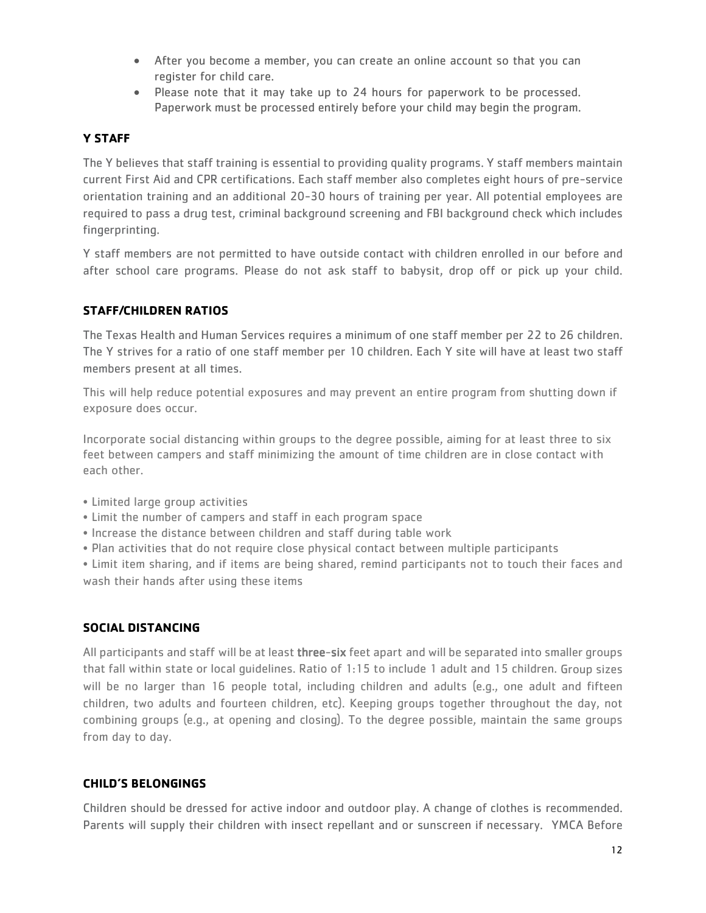- After you become a member, you can create an online account so that you can register for child care.
- Please note that it may take up to 24 hours for paperwork to be processed. Paperwork must be processed entirely before your child may begin the program.

### Y STAFF

The Y believes that staff training is essential to providing quality programs. Y staff members maintain current First Aid and CPR certifications. Each staff member also completes eight hours of pre-service orientation training and an additional 20-30 hours of training per year. All potential employees are required to pass a drug test, criminal background screening and FBI background check which includes fingerprinting.

Y staff members are not permitted to have outside contact with children enrolled in our before and after school care programs. Please do not ask staff to babysit, drop off or pick up your child.

### STAFF/CHILDREN RATIOS

The Texas Health and Human Services requires a minimum of one staff member per 22 to 26 children. The Y strives for a ratio of one staff member per 10 children. Each Y site will have at least two staff members present at all times.

This will help reduce potential exposures and may prevent an entire program from shutting down if exposure does occur.

Incorporate social distancing within groups to the degree possible, aiming for at least three to six feet between campers and staff minimizing the amount of time children are in close contact with each other.

- Limited large group activities
- Limit the number of campers and staff in each program space
- Increase the distance between children and staff during table work
- Plan activities that do not require close physical contact between multiple participants
- Limit item sharing, and if items are being shared, remind participants not to touch their faces and wash their hands after using these items

### SOCIAL DISTANCING

All participants and staff will be at least **three-six** feet apart and will be separated into smaller groups that fall within state or local guidelines. Ratio of 1:15 to include 1 adult and 15 children. Group sizes will be no larger than 16 people total, including children and adults (e.g., one adult and fifteen children, two adults and fourteen children, etc). Keeping groups together throughout the day, not combining groups (e.g., at opening and closing). To the degree possible, maintain the same groups from day to day.

### CHILD'S BELONGINGS

Children should be dressed for active indoor and outdoor play. A change of clothes is recommended. Parents will supply their children with insect repellant and or sunscreen if necessary. YMCA Before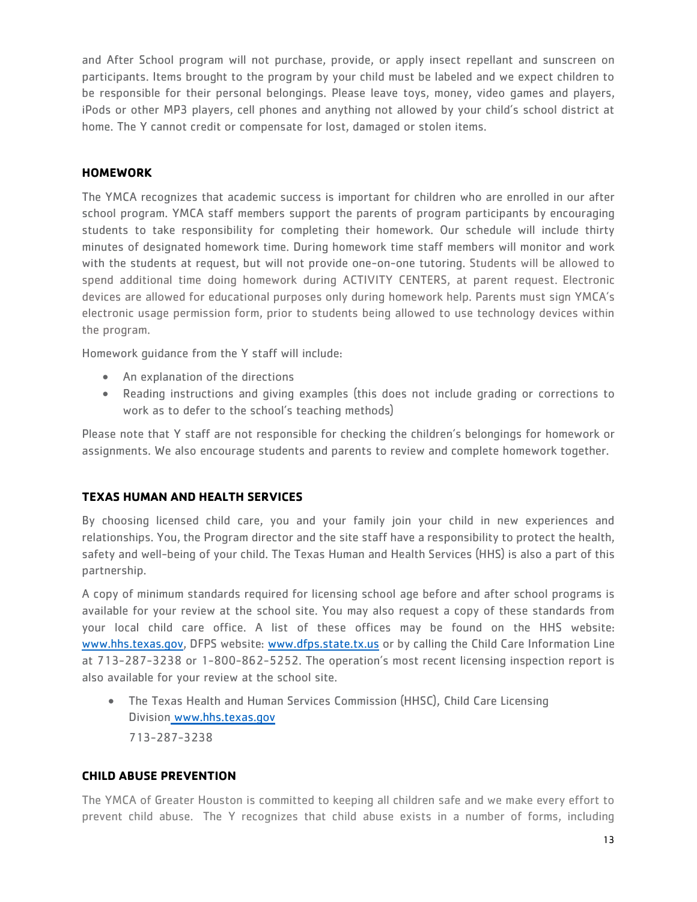and After School program will not purchase, provide, or apply insect repellant and sunscreen on participants. Items brought to the program by your child must be labeled and we expect children to be responsible for their personal belongings. Please leave toys, money, video games and players, iPods or other MP3 players, cell phones and anything not allowed by your child's school district at home. The Y cannot credit or compensate for lost, damaged or stolen items.

## HOMEWORK

The YMCA recognizes that academic success is important for children who are enrolled in our after school program. YMCA staff members support the parents of program participants by encouraging students to take responsibility for completing their homework. Our schedule will include thirty minutes of designated homework time. During homework time staff members will monitor and work with the students at request, but will not provide one-on-one tutoring. Students will be allowed to spend additional time doing homework during ACTIVITY CENTERS, at parent request. Electronic devices are allowed for educational purposes only during homework help. Parents must sign YMCA's electronic usage permission form, prior to students being allowed to use technology devices within the program.

Homework guidance from the Y staff will include:

- An explanation of the directions
- Reading instructions and giving examples (this does not include grading or corrections to work as to defer to the school's teaching methods)

Please note that Y staff are not responsible for checking the children's belongings for homework or assignments. We also encourage students and parents to review and complete homework together.

## TEXAS HUMAN AND HEALTH SERVICES

By choosing licensed child care, you and your family join your child in new experiences and relationships. You, the Program director and the site staff have a responsibility to protect the health, safety and well-being of your child. The Texas Human and Health Services (HHS) is also a part of this partnership.

A copy of minimum standards required for licensing school age before and after school programs is available for your review at the school site. You may also request a copy of these standards from your local child care office. A list of these offices may be found on the HHS website: www.hhs.texas.gov, DFPS website: www.dfps.state.tx.us or by calling the Child Care Information Line at 713-287-3238 or 1-800-862-5252. The operation's most recent licensing inspection report is also available for your review at the school site.

- The Texas Health and Human Services Commission (HHSC), Child Care Licensing Division www.hhs.texas.gov
  713-287-3238

## CHILD ABUSE PREVENTION

The YMCA of Greater Houston is committed to keeping all children safe and we make every effort to prevent child abuse. The Y recognizes that child abuse exists in a number of forms, including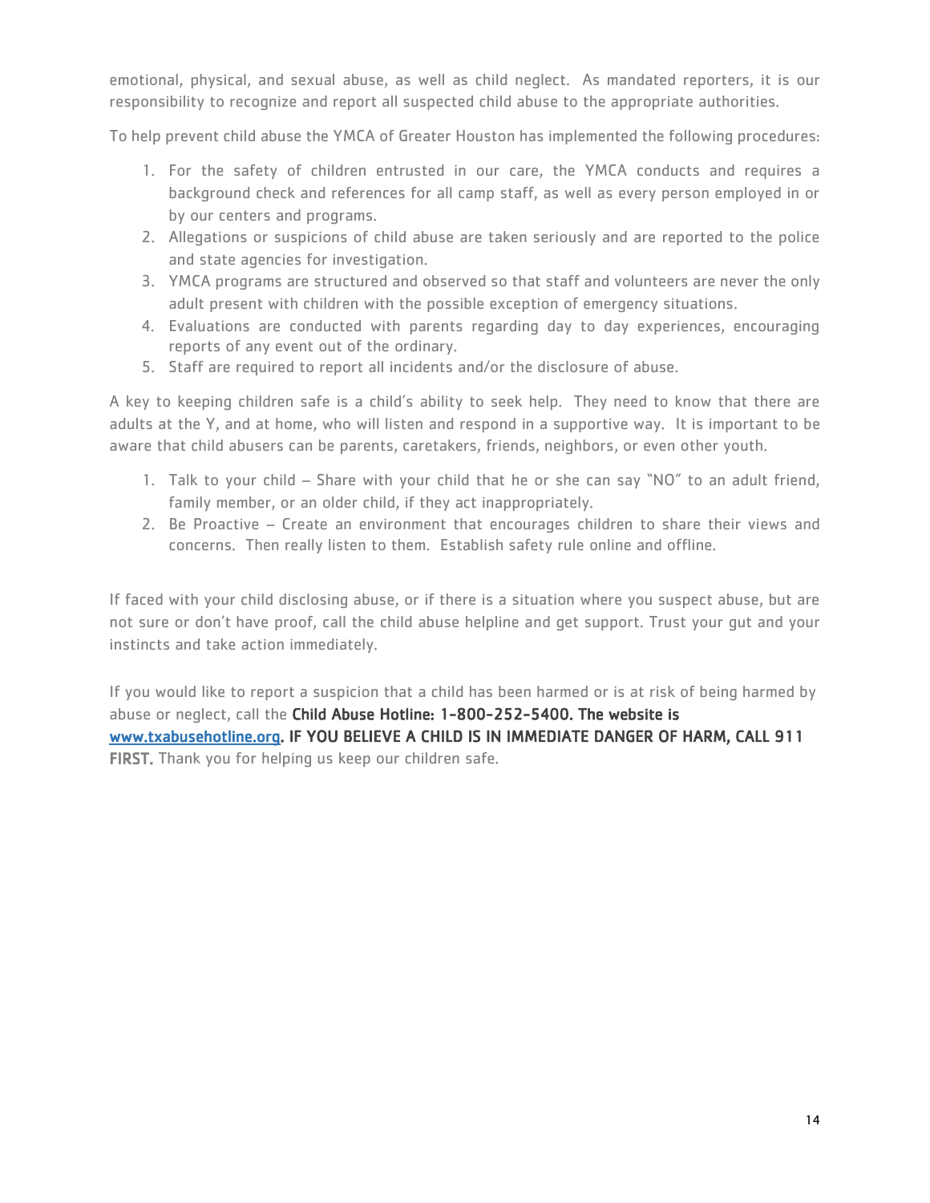emotional, physical, and sexual abuse, as well as child neglect. As mandated reporters, it is our responsibility to recognize and report all suspected child abuse to the appropriate authorities.

To help prevent child abuse the YMCA of Greater Houston has implemented the following procedures:

1. For the safety of children entrusted in our care, the YMCA conducts and requires a background check and references for all camp staff, as well as every person employed in or by our centers and programs.
2. Allegations or suspicions of child abuse are taken seriously and are reported to the police and state agencies for investigation.
3. YMCA programs are structured and observed so that staff and volunteers are never the only adult present with children with the possible exception of emergency situations.
4. Evaluations are conducted with parents regarding day to day experiences, encouraging reports of any event out of the ordinary.
5. Staff are required to report all incidents and/or the disclosure of abuse.

A key to keeping children safe is a child's ability to seek help. They need to know that there are adults at the Y, and at home, who will listen and respond in a supportive way. It is important to be aware that child abusers can be parents, caretakers, friends, neighbors, or even other youth.

1. Talk to your child – Share with your child that he or she can say "NO" to an adult friend, family member, or an older child, if they act inappropriately.
2. Be Proactive – Create an environment that encourages children to share their views and concerns. Then really listen to them. Establish safety rule online and offline.

If faced with your child disclosing abuse, or if there is a situation where you suspect abuse, but are not sure or don't have proof, call the child abuse helpline and get support. Trust your gut and your instincts and take action immediately.

If you would like to report a suspicion that a child has been harmed or is at risk of being harmed by abuse or neglect, call the **Child Abuse Hotline: 1-800-252-5400. The website is** [www.txabusehotline.org](http://www.txabusehotline.org)**. IF YOU BELIEVE A CHILD IS IN IMMEDIATE DANGER OF HARM, CALL 911 FIRST.** Thank you for helping us keep our children safe.